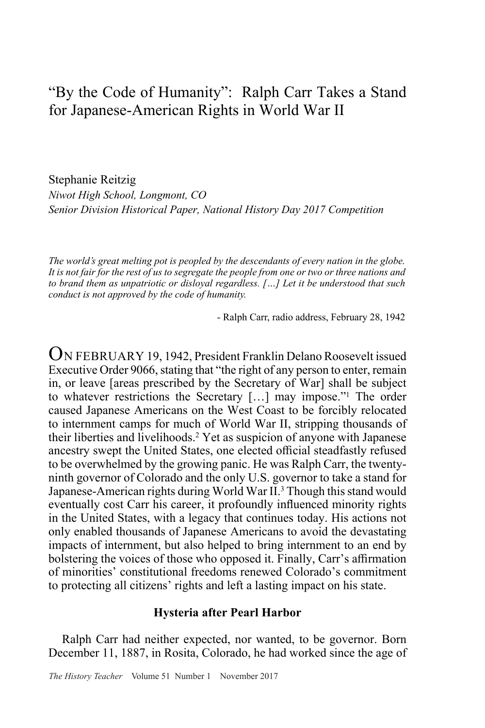# "By the Code of Humanity": Ralph Carr Takes a Stand for Japanese-American Rights in World War II

Stephanie Reitzig
*Niwot High School, Longmont, CO*
*Senior Division Historical Paper, National History Day 2017 Competition*

*The world's great melting pot is peopled by the descendants of every nation in the globe. It is not fair for the rest of us to segregate the people from one or two or three nations and to brand them as unpatriotic or disloyal regardless. […] Let it be understood that such conduct is not approved by the code of humanity.*

- Ralph Carr, radio address, February 28, 1942

ON FEBRUARY 19, 1942, President Franklin Delano Roosevelt issued Executive Order 9066, stating that "the right of any person to enter, remain in, or leave [areas prescribed by the Secretary of War] shall be subject to whatever restrictions the Secretary […] may impose."[1] The order caused Japanese Americans on the West Coast to be forcibly relocated to internment camps for much of World War II, stripping thousands of their liberties and livelihoods.[2] Yet as suspicion of anyone with Japanese ancestry swept the United States, one elected official steadfastly refused to be overwhelmed by the growing panic. He was Ralph Carr, the twenty-ninth governor of Colorado and the only U.S. governor to take a stand for Japanese-American rights during World War II.[3] Though this stand would eventually cost Carr his career, it profoundly influenced minority rights in the United States, with a legacy that continues today. His actions not only enabled thousands of Japanese Americans to avoid the devastating impacts of internment, but also helped to bring internment to an end by bolstering the voices of those who opposed it. Finally, Carr's affirmation of minorities' constitutional freedoms renewed Colorado's commitment to protecting all citizens' rights and left a lasting impact on his state.

### Hysteria after Pearl Harbor

Ralph Carr had neither expected, nor wanted, to be governor. Born December 11, 1887, in Rosita, Colorado, he had worked since the age of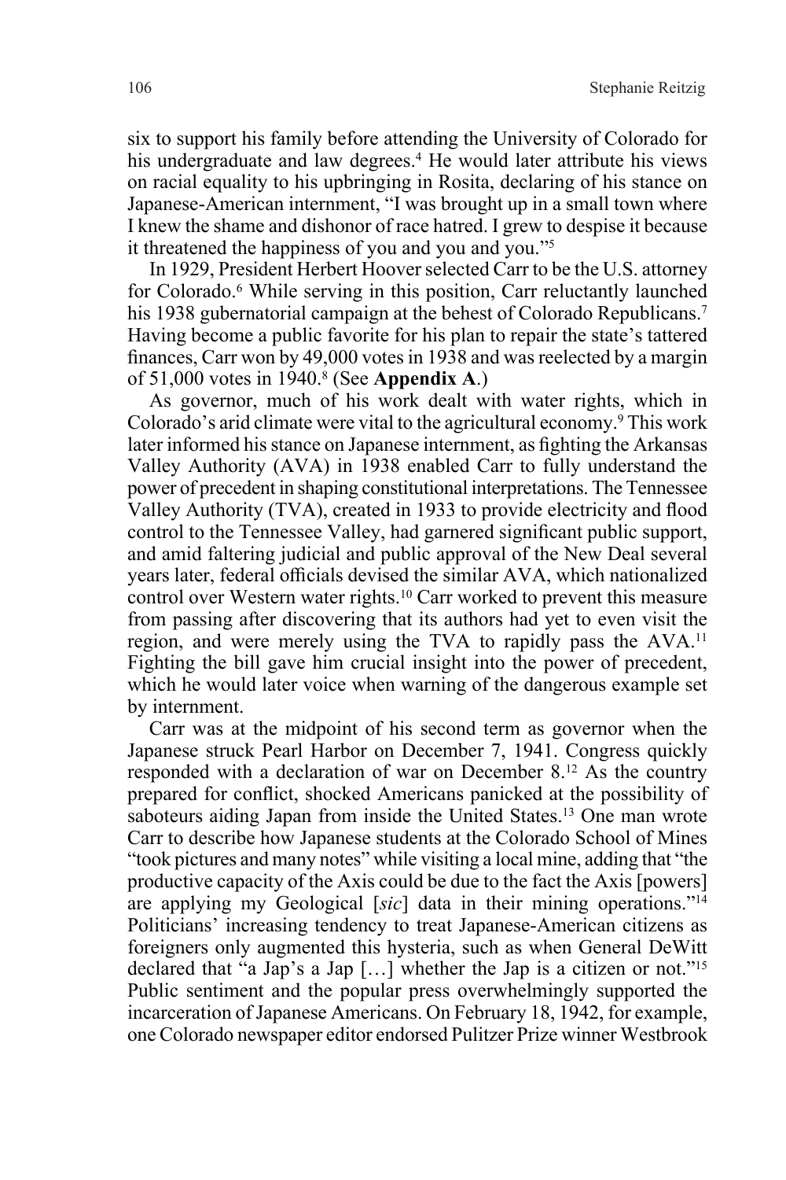six to support his family before attending the University of Colorado for his undergraduate and law degrees.[4] He would later attribute his views on racial equality to his upbringing in Rosita, declaring of his stance on Japanese-American internment, "I was brought up in a small town where I knew the shame and dishonor of race hatred. I grew to despise it because it threatened the happiness of you and you and you."[5]

In 1929, President Herbert Hoover selected Carr to be the U.S. attorney for Colorado.[6] While serving in this position, Carr reluctantly launched his 1938 gubernatorial campaign at the behest of Colorado Republicans.[7] Having become a public favorite for his plan to repair the state's tattered finances, Carr won by 49,000 votes in 1938 and was reelected by a margin of 51,000 votes in 1940.[8] (See **Appendix A**.)

As governor, much of his work dealt with water rights, which in Colorado's arid climate were vital to the agricultural economy.[9] This work later informed his stance on Japanese internment, as fighting the Arkansas Valley Authority (AVA) in 1938 enabled Carr to fully understand the power of precedent in shaping constitutional interpretations. The Tennessee Valley Authority (TVA), created in 1933 to provide electricity and flood control to the Tennessee Valley, had garnered significant public support, and amid faltering judicial and public approval of the New Deal several years later, federal officials devised the similar AVA, which nationalized control over Western water rights.[10] Carr worked to prevent this measure from passing after discovering that its authors had yet to even visit the region, and were merely using the TVA to rapidly pass the AVA.[11] Fighting the bill gave him crucial insight into the power of precedent, which he would later voice when warning of the dangerous example set by internment.

Carr was at the midpoint of his second term as governor when the Japanese struck Pearl Harbor on December 7, 1941. Congress quickly responded with a declaration of war on December 8.[12] As the country prepared for conflict, shocked Americans panicked at the possibility of saboteurs aiding Japan from inside the United States.[13] One man wrote Carr to describe how Japanese students at the Colorado School of Mines "took pictures and many notes" while visiting a local mine, adding that "the productive capacity of the Axis could be due to the fact the Axis [powers] are applying my Geological [*sic*] data in their mining operations."[14] Politicians' increasing tendency to treat Japanese-American citizens as foreigners only augmented this hysteria, such as when General DeWitt declared that "a Jap's a Jap […] whether the Jap is a citizen or not."[15] Public sentiment and the popular press overwhelmingly supported the incarceration of Japanese Americans. On February 18, 1942, for example, one Colorado newspaper editor endorsed Pulitzer Prize winner Westbrook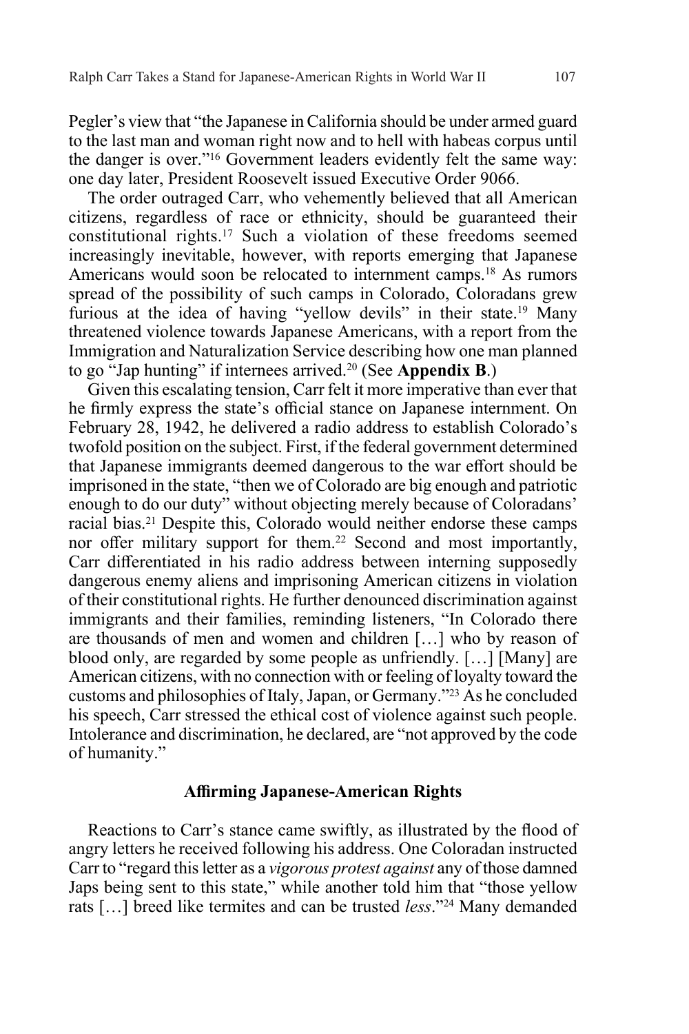Pegler's view that "the Japanese in California should be under armed guard to the last man and woman right now and to hell with habeas corpus until the danger is over."[16] Government leaders evidently felt the same way: one day later, President Roosevelt issued Executive Order 9066.

The order outraged Carr, who vehemently believed that all American citizens, regardless of race or ethnicity, should be guaranteed their constitutional rights.[17] Such a violation of these freedoms seemed increasingly inevitable, however, with reports emerging that Japanese Americans would soon be relocated to internment camps.[18] As rumors spread of the possibility of such camps in Colorado, Coloradans grew furious at the idea of having "yellow devils" in their state.[19] Many threatened violence towards Japanese Americans, with a report from the Immigration and Naturalization Service describing how one man planned to go "Jap hunting" if internees arrived.[20] (See **Appendix B**.)

Given this escalating tension, Carr felt it more imperative than ever that he firmly express the state's official stance on Japanese internment. On February 28, 1942, he delivered a radio address to establish Colorado's twofold position on the subject. First, if the federal government determined that Japanese immigrants deemed dangerous to the war effort should be imprisoned in the state, "then we of Colorado are big enough and patriotic enough to do our duty" without objecting merely because of Coloradans' racial bias.[21] Despite this, Colorado would neither endorse these camps nor offer military support for them.[22] Second and most importantly, Carr differentiated in his radio address between interning supposedly dangerous enemy aliens and imprisoning American citizens in violation of their constitutional rights. He further denounced discrimination against immigrants and their families, reminding listeners, "In Colorado there are thousands of men and women and children […] who by reason of blood only, are regarded by some people as unfriendly. […] [Many] are American citizens, with no connection with or feeling of loyalty toward the customs and philosophies of Italy, Japan, or Germany."[23] As he concluded his speech, Carr stressed the ethical cost of violence against such people. Intolerance and discrimination, he declared, are "not approved by the code of humanity."

### Affirming Japanese-American Rights

Reactions to Carr's stance came swiftly, as illustrated by the flood of angry letters he received following his address. One Coloradan instructed Carr to "regard this letter as a *vigorous protest against* any of those damned Japs being sent to this state," while another told him that "those yellow rats […] breed like termites and can be trusted *less*."[24] Many demanded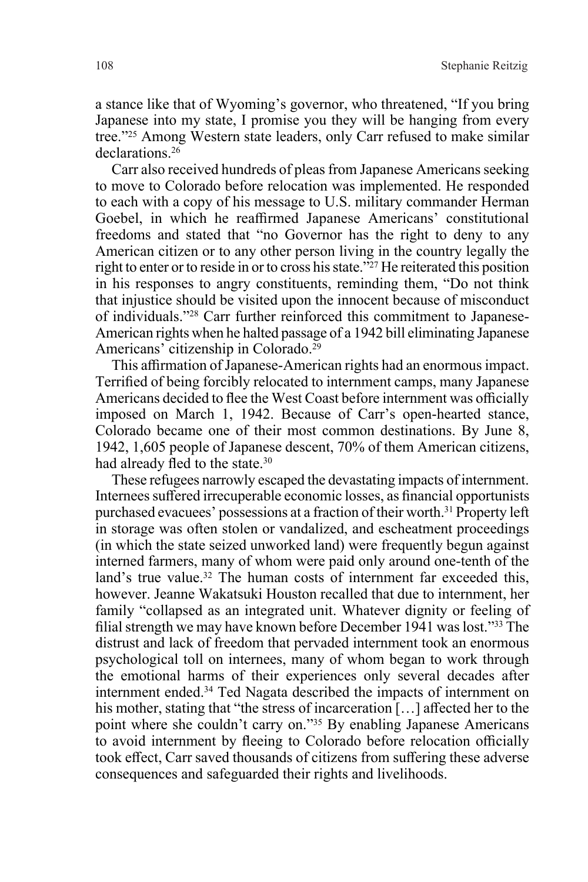a stance like that of Wyoming's governor, who threatened, "If you bring Japanese into my state, I promise you they will be hanging from every tree."[25] Among Western state leaders, only Carr refused to make similar declarations.[26]

Carr also received hundreds of pleas from Japanese Americans seeking to move to Colorado before relocation was implemented. He responded to each with a copy of his message to U.S. military commander Herman Goebel, in which he reaffirmed Japanese Americans' constitutional freedoms and stated that "no Governor has the right to deny to any American citizen or to any other person living in the country legally the right to enter or to reside in or to cross his state."[27] He reiterated this position in his responses to angry constituents, reminding them, "Do not think that injustice should be visited upon the innocent because of misconduct of individuals."[28] Carr further reinforced this commitment to Japanese-American rights when he halted passage of a 1942 bill eliminating Japanese Americans' citizenship in Colorado.[29]

This affirmation of Japanese-American rights had an enormous impact. Terrified of being forcibly relocated to internment camps, many Japanese Americans decided to flee the West Coast before internment was officially imposed on March 1, 1942. Because of Carr's open-hearted stance, Colorado became one of their most common destinations. By June 8, 1942, 1,605 people of Japanese descent, 70% of them American citizens, had already fled to the state.[30]

These refugees narrowly escaped the devastating impacts of internment. Internees suffered irrecuperable economic losses, as financial opportunists purchased evacuees' possessions at a fraction of their worth.[31] Property left in storage was often stolen or vandalized, and escheatment proceedings (in which the state seized unworked land) were frequently begun against interned farmers, many of whom were paid only around one-tenth of the land's true value.[32] The human costs of internment far exceeded this, however. Jeanne Wakatsuki Houston recalled that due to internment, her family "collapsed as an integrated unit. Whatever dignity or feeling of filial strength we may have known before December 1941 was lost."[33] The distrust and lack of freedom that pervaded internment took an enormous psychological toll on internees, many of whom began to work through the emotional harms of their experiences only several decades after internment ended.[34] Ted Nagata described the impacts of internment on his mother, stating that "the stress of incarceration […] affected her to the point where she couldn't carry on."[35] By enabling Japanese Americans to avoid internment by fleeing to Colorado before relocation officially took effect, Carr saved thousands of citizens from suffering these adverse consequences and safeguarded their rights and livelihoods.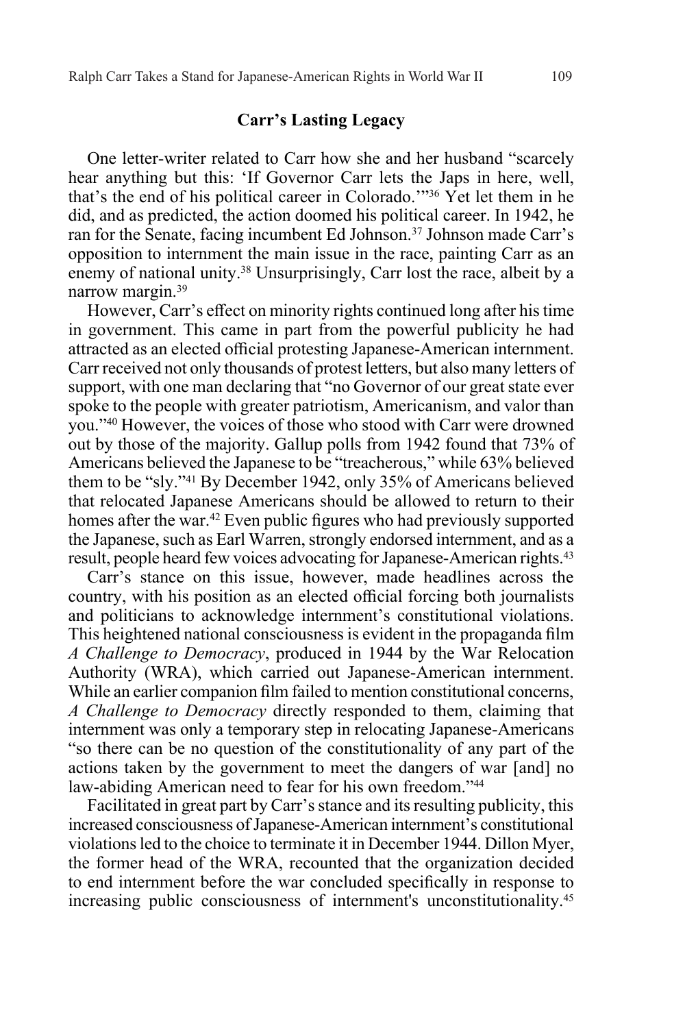## Carr's Lasting Legacy

One letter-writer related to Carr how she and her husband "scarcely hear anything but this: 'If Governor Carr lets the Japs in here, well, that's the end of his political career in Colorado.'"[36] Yet let them in he did, and as predicted, the action doomed his political career. In 1942, he ran for the Senate, facing incumbent Ed Johnson.[37] Johnson made Carr's opposition to internment the main issue in the race, painting Carr as an enemy of national unity.[38] Unsurprisingly, Carr lost the race, albeit by a narrow margin.[39]

However, Carr's effect on minority rights continued long after his time in government. This came in part from the powerful publicity he had attracted as an elected official protesting Japanese-American internment. Carr received not only thousands of protest letters, but also many letters of support, with one man declaring that "no Governor of our great state ever spoke to the people with greater patriotism, Americanism, and valor than you."[40] However, the voices of those who stood with Carr were drowned out by those of the majority. Gallup polls from 1942 found that 73% of Americans believed the Japanese to be "treacherous," while 63% believed them to be "sly."[41] By December 1942, only 35% of Americans believed that relocated Japanese Americans should be allowed to return to their homes after the war.[42] Even public figures who had previously supported the Japanese, such as Earl Warren, strongly endorsed internment, and as a result, people heard few voices advocating for Japanese-American rights.[43]

Carr's stance on this issue, however, made headlines across the country, with his position as an elected official forcing both journalists and politicians to acknowledge internment's constitutional violations. This heightened national consciousness is evident in the propaganda film *A Challenge to Democracy*, produced in 1944 by the War Relocation Authority (WRA), which carried out Japanese-American internment. While an earlier companion film failed to mention constitutional concerns, *A Challenge to Democracy* directly responded to them, claiming that internment was only a temporary step in relocating Japanese-Americans "so there can be no question of the constitutionality of any part of the actions taken by the government to meet the dangers of war [and] no law-abiding American need to fear for his own freedom."[44]

Facilitated in great part by Carr's stance and its resulting publicity, this increased consciousness of Japanese-American internment's constitutional violations led to the choice to terminate it in December 1944. Dillon Myer, the former head of the WRA, recounted that the organization decided to end internment before the war concluded specifically in response to increasing public consciousness of internment's unconstitutionality.[45]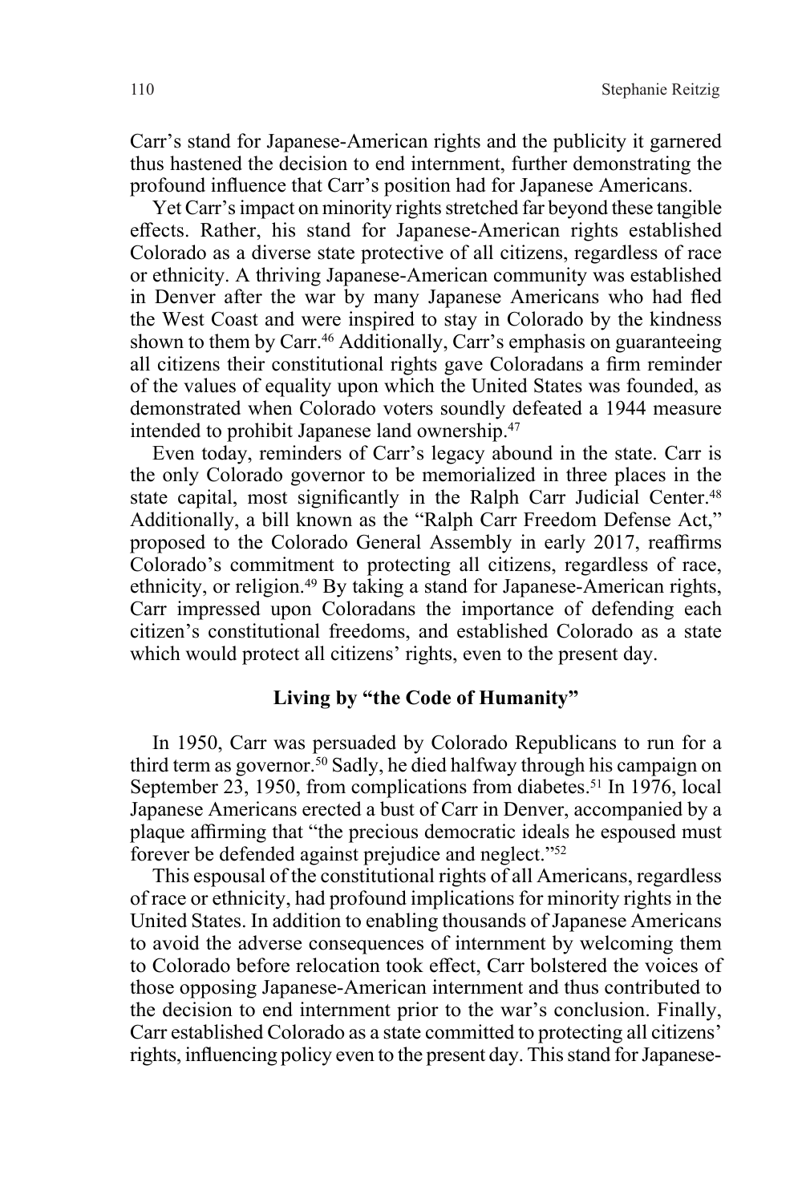Carr's stand for Japanese-American rights and the publicity it garnered thus hastened the decision to end internment, further demonstrating the profound influence that Carr's position had for Japanese Americans.

Yet Carr's impact on minority rights stretched far beyond these tangible effects. Rather, his stand for Japanese-American rights established Colorado as a diverse state protective of all citizens, regardless of race or ethnicity. A thriving Japanese-American community was established in Denver after the war by many Japanese Americans who had fled the West Coast and were inspired to stay in Colorado by the kindness shown to them by Carr.[46] Additionally, Carr's emphasis on guaranteeing all citizens their constitutional rights gave Coloradans a firm reminder of the values of equality upon which the United States was founded, as demonstrated when Colorado voters soundly defeated a 1944 measure intended to prohibit Japanese land ownership.[47]

Even today, reminders of Carr's legacy abound in the state. Carr is the only Colorado governor to be memorialized in three places in the state capital, most significantly in the Ralph Carr Judicial Center.[48] Additionally, a bill known as the "Ralph Carr Freedom Defense Act," proposed to the Colorado General Assembly in early 2017, reaffirms Colorado's commitment to protecting all citizens, regardless of race, ethnicity, or religion.[49] By taking a stand for Japanese-American rights, Carr impressed upon Coloradans the importance of defending each citizen's constitutional freedoms, and established Colorado as a state which would protect all citizens' rights, even to the present day.

## Living by "the Code of Humanity"

In 1950, Carr was persuaded by Colorado Republicans to run for a third term as governor.[50] Sadly, he died halfway through his campaign on September 23, 1950, from complications from diabetes.[51] In 1976, local Japanese Americans erected a bust of Carr in Denver, accompanied by a plaque affirming that "the precious democratic ideals he espoused must forever be defended against prejudice and neglect."[52]

This espousal of the constitutional rights of all Americans, regardless of race or ethnicity, had profound implications for minority rights in the United States. In addition to enabling thousands of Japanese Americans to avoid the adverse consequences of internment by welcoming them to Colorado before relocation took effect, Carr bolstered the voices of those opposing Japanese-American internment and thus contributed to the decision to end internment prior to the war's conclusion. Finally, Carr established Colorado as a state committed to protecting all citizens' rights, influencing policy even to the present day. This stand for Japanese-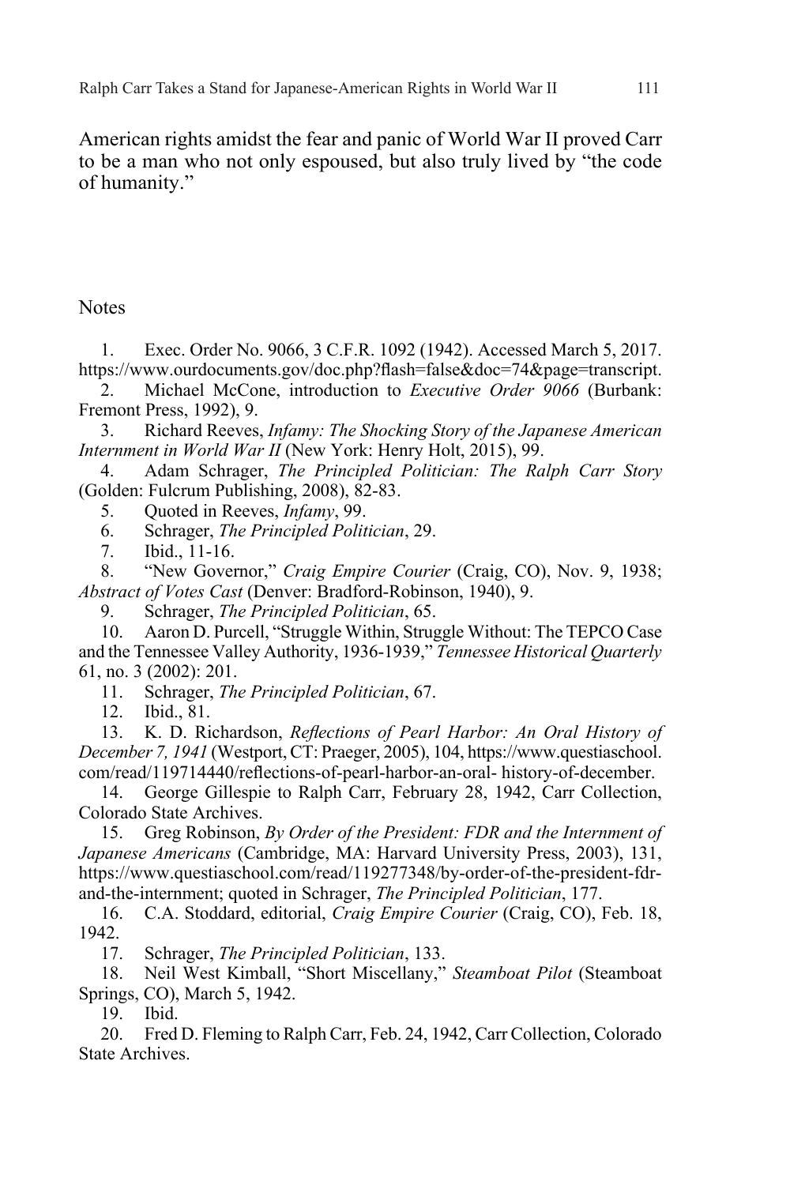American rights amidst the fear and panic of World War II proved Carr to be a man who not only espoused, but also truly lived by "the code of humanity."

## Notes

1. Exec. Order No. 9066, 3 C.F.R. 1092 (1942). Accessed March 5, 2017. https://www.ourdocuments.gov/doc.php?flash=false&doc=74&page=transcript.
2. Michael McCone, introduction to *Executive Order 9066* (Burbank: Fremont Press, 1992), 9.
3. Richard Reeves, *Infamy: The Shocking Story of the Japanese American Internment in World War II* (New York: Henry Holt, 2015), 99.
4. Adam Schrager, *The Principled Politician: The Ralph Carr Story* (Golden: Fulcrum Publishing, 2008), 82-83.
5. Quoted in Reeves, *Infamy*, 99.
6. Schrager, *The Principled Politician*, 29.
7. Ibid., 11-16.
8. "New Governor," *Craig Empire Courier* (Craig, CO), Nov. 9, 1938; *Abstract of Votes Cast* (Denver: Bradford-Robinson, 1940), 9.
9. Schrager, *The Principled Politician*, 65.
10. Aaron D. Purcell, "Struggle Within, Struggle Without: The TEPCO Case and the Tennessee Valley Authority, 1936-1939," *Tennessee Historical Quarterly* 61, no. 3 (2002): 201.
11. Schrager, *The Principled Politician*, 67.
12. Ibid., 81.
13. K. D. Richardson, *Reflections of Pearl Harbor: An Oral History of December 7, 1941* (Westport, CT: Praeger, 2005), 104, https://www.questiaschool.com/read/119714440/reflections-of-pearl-harbor-an-oral- history-of-december.
14. George Gillespie to Ralph Carr, February 28, 1942, Carr Collection, Colorado State Archives.
15. Greg Robinson, *By Order of the President: FDR and the Internment of Japanese Americans* (Cambridge, MA: Harvard University Press, 2003), 131, https://www.questiaschool.com/read/119277348/by-order-of-the-president-fdr-and-the-internment; quoted in Schrager, *The Principled Politician*, 177.
16. C.A. Stoddard, editorial, *Craig Empire Courier* (Craig, CO), Feb. 18, 1942.
17. Schrager, *The Principled Politician*, 133.
18. Neil West Kimball, "Short Miscellany," *Steamboat Pilot* (Steamboat Springs, CO), March 5, 1942.
19. Ibid.
20. Fred D. Fleming to Ralph Carr, Feb. 24, 1942, Carr Collection, Colorado State Archives.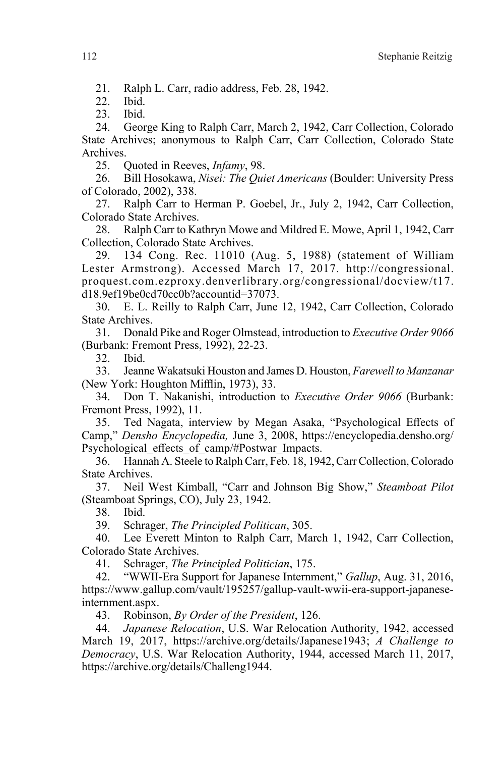21. Ralph L. Carr, radio address, Feb. 28, 1942.

22. Ibid.

23. Ibid.

24. George King to Ralph Carr, March 2, 1942, Carr Collection, Colorado State Archives; anonymous to Ralph Carr, Carr Collection, Colorado State Archives.

25. Quoted in Reeves, *Infamy*, 98.

26. Bill Hosokawa, *Nisei: The Quiet Americans* (Boulder: University Press of Colorado, 2002), 338.

27. Ralph Carr to Herman P. Goebel, Jr., July 2, 1942, Carr Collection, Colorado State Archives.

28. Ralph Carr to Kathryn Mowe and Mildred E. Mowe, April 1, 1942, Carr Collection, Colorado State Archives.

29. 134 Cong. Rec. 11010 (Aug. 5, 1988) (statement of William Lester Armstrong). Accessed March 17, 2017. http://congressional.proquest.com.ezproxy.denverlibrary.org/congressional/docview/t17.d18.9ef19be0cd70cc0b?accountid=37073.

30. E. L. Reilly to Ralph Carr, June 12, 1942, Carr Collection, Colorado State Archives.

31. Donald Pike and Roger Olmstead, introduction to *Executive Order 9066* (Burbank: Fremont Press, 1992), 22-23.

32. Ibid.

33. Jeanne Wakatsuki Houston and James D. Houston, *Farewell to Manzanar* (New York: Houghton Mifflin, 1973), 33.

34. Don T. Nakanishi, introduction to *Executive Order 9066* (Burbank: Fremont Press, 1992), 11.

35. Ted Nagata, interview by Megan Asaka, "Psychological Effects of Camp," *Densho Encyclopedia,* June 3, 2008, https://encyclopedia.densho.org/Psychological_effects_of_camp/#Postwar_Impacts.

36. Hannah A. Steele to Ralph Carr, Feb. 18, 1942, Carr Collection, Colorado State Archives.

37. Neil West Kimball, "Carr and Johnson Big Show," *Steamboat Pilot* (Steamboat Springs, CO), July 23, 1942.

38. Ibid.

39. Schrager, *The Principled Politican*, 305.

40. Lee Everett Minton to Ralph Carr, March 1, 1942, Carr Collection, Colorado State Archives.

41. Schrager, *The Principled Politician*, 175.

42. "WWII-Era Support for Japanese Internment," *Gallup*, Aug. 31, 2016, https://www.gallup.com/vault/195257/gallup-vault-wwii-era-support-japanese-internment.aspx.

43. Robinson, *By Order of the President*, 126.

44. *Japanese Relocation*, U.S. War Relocation Authority, 1942, accessed March 19, 2017, https://archive.org/details/Japanese1943; *A Challenge to Democracy*, U.S. War Relocation Authority, 1944, accessed March 11, 2017, https://archive.org/details/Challeng1944.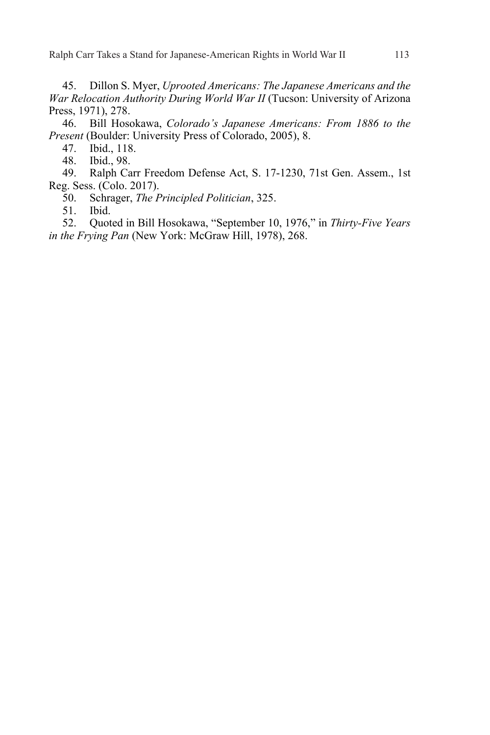45. Dillon S. Myer, *Uprooted Americans: The Japanese Americans and the War Relocation Authority During World War II* (Tucson: University of Arizona Press, 1971), 278.

46. Bill Hosokawa, *Colorado's Japanese Americans: From 1886 to the Present* (Boulder: University Press of Colorado, 2005), 8.

47. Ibid., 118.

48. Ibid., 98.

49. Ralph Carr Freedom Defense Act, S. 17-1230, 71st Gen. Assem., 1st Reg. Sess. (Colo. 2017).

50. Schrager, *The Principled Politician*, 325.

51. Ibid.

52. Quoted in Bill Hosokawa, "September 10, 1976," in *Thirty-Five Years in the Frying Pan* (New York: McGraw Hill, 1978), 268.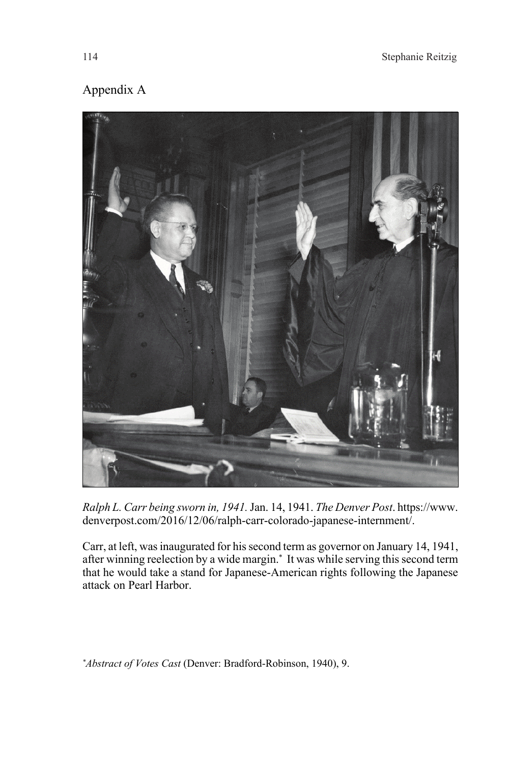## Appendix A

*Ralph L. Carr being sworn in, 1941.* Jan. 14, 1941. *The Denver Post*. https://www.denverpost.com/2016/12/06/ralph-carr-colorado-japanese-internment/.

Carr, at left, was inaugurated for his second term as governor on January 14, 1941, after winning reelection by a wide margin.* It was while serving this second term that he would take a stand for Japanese-American rights following the Japanese attack on Pearl Harbor.

*\*Abstract of Votes Cast* (Denver: Bradford-Robinson, 1940), 9.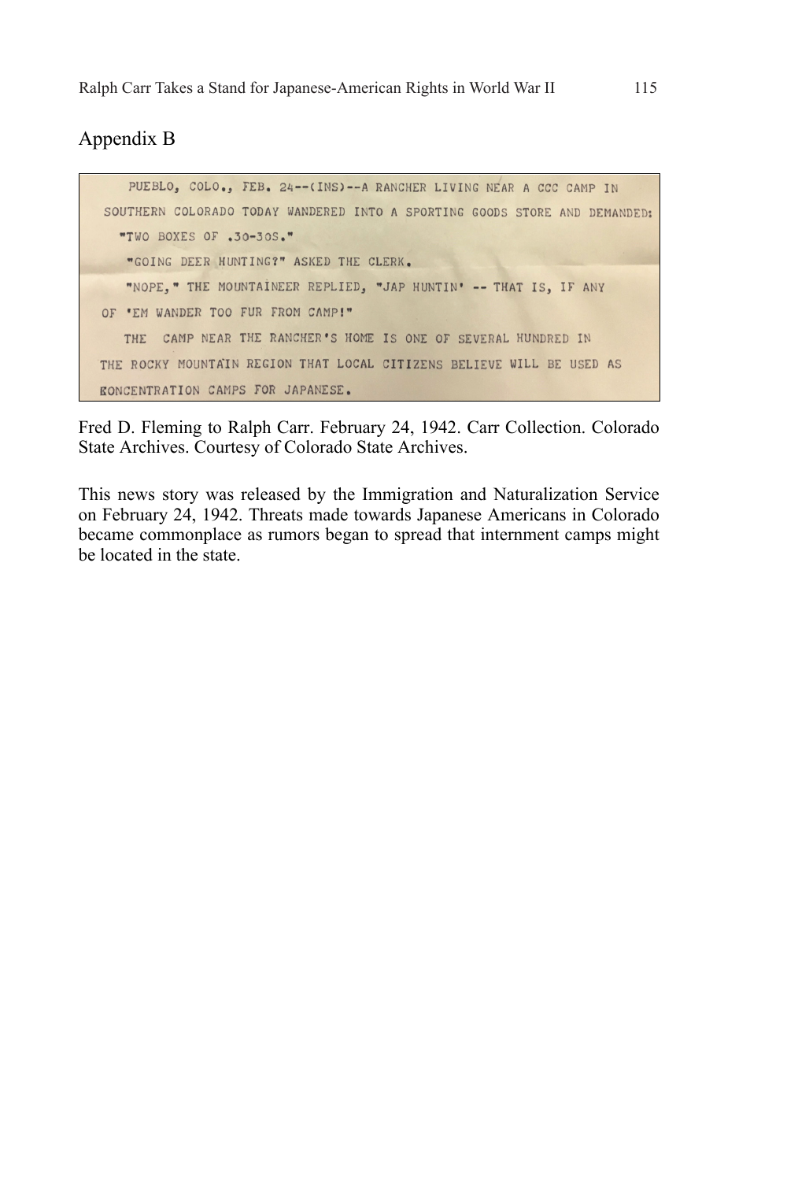## Appendix B

PUEBLO, COLO., FEB. 24--(INS)--A RANCHER LIVING NEAR A CCC CAMP IN SOUTHERN COLORADO TODAY WANDERED INTO A SPORTING GOODS STORE AND DEMANDED: "TWO BOXES OF .30-30S."

"GOING DEER HUNTING?" ASKED THE CLERK.

"NOPE," THE MOUNTAINEER REPLIED, "JAP HUNTIN' -- THAT IS, IF ANY OF 'EM WANDER TOO FUR FROM CAMP!"

THE CAMP NEAR THE RANCHER'S HOME IS ONE OF SEVERAL HUNDRED IN THE ROCKY MOUNTAIN REGION THAT LOCAL CITIZENS BELIEVE WILL BE USED AS KONCENTRATION CAMPS FOR JAPANESE.

Fred D. Fleming to Ralph Carr. February 24, 1942. Carr Collection. Colorado State Archives. Courtesy of Colorado State Archives.

This news story was released by the Immigration and Naturalization Service on February 24, 1942. Threats made towards Japanese Americans in Colorado became commonplace as rumors began to spread that internment camps might be located in the state.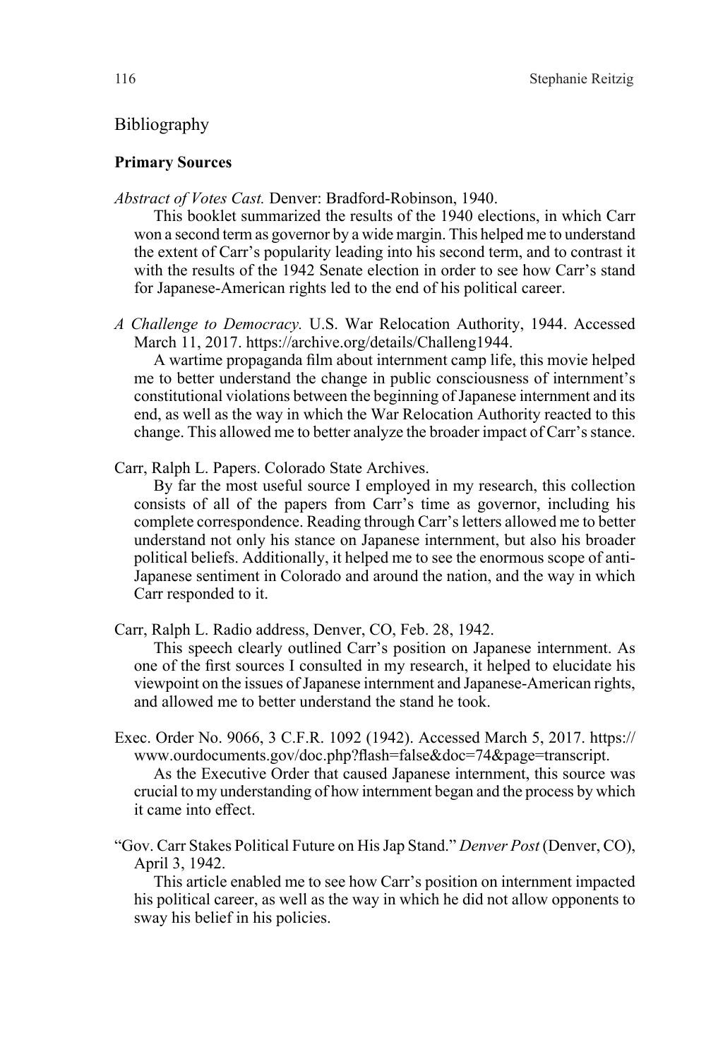## Bibliography

### Primary Sources

*Abstract of Votes Cast.* Denver: Bradford-Robinson, 1940.

This booklet summarized the results of the 1940 elections, in which Carr won a second term as governor by a wide margin. This helped me to understand the extent of Carr's popularity leading into his second term, and to contrast it with the results of the 1942 Senate election in order to see how Carr's stand for Japanese-American rights led to the end of his political career.

*A Challenge to Democracy.* U.S. War Relocation Authority, 1944. Accessed March 11, 2017. https://archive.org/details/Challeng1944.

A wartime propaganda film about internment camp life, this movie helped me to better understand the change in public consciousness of internment's constitutional violations between the beginning of Japanese internment and its end, as well as the way in which the War Relocation Authority reacted to this change. This allowed me to better analyze the broader impact of Carr's stance.

Carr, Ralph L. Papers. Colorado State Archives.

By far the most useful source I employed in my research, this collection consists of all of the papers from Carr's time as governor, including his complete correspondence. Reading through Carr's letters allowed me to better understand not only his stance on Japanese internment, but also his broader political beliefs. Additionally, it helped me to see the enormous scope of anti-Japanese sentiment in Colorado and around the nation, and the way in which Carr responded to it.

Carr, Ralph L. Radio address, Denver, CO, Feb. 28, 1942.

This speech clearly outlined Carr's position on Japanese internment. As one of the first sources I consulted in my research, it helped to elucidate his viewpoint on the issues of Japanese internment and Japanese-American rights, and allowed me to better understand the stand he took.

Exec. Order No. 9066, 3 C.F.R. 1092 (1942). Accessed March 5, 2017. https://www.ourdocuments.gov/doc.php?flash=false&doc=74&page=transcript.

As the Executive Order that caused Japanese internment, this source was crucial to my understanding of how internment began and the process by which it came into effect.

"Gov. Carr Stakes Political Future on His Jap Stand." *Denver Post* (Denver, CO), April 3, 1942.

This article enabled me to see how Carr's position on internment impacted his political career, as well as the way in which he did not allow opponents to sway his belief in his policies.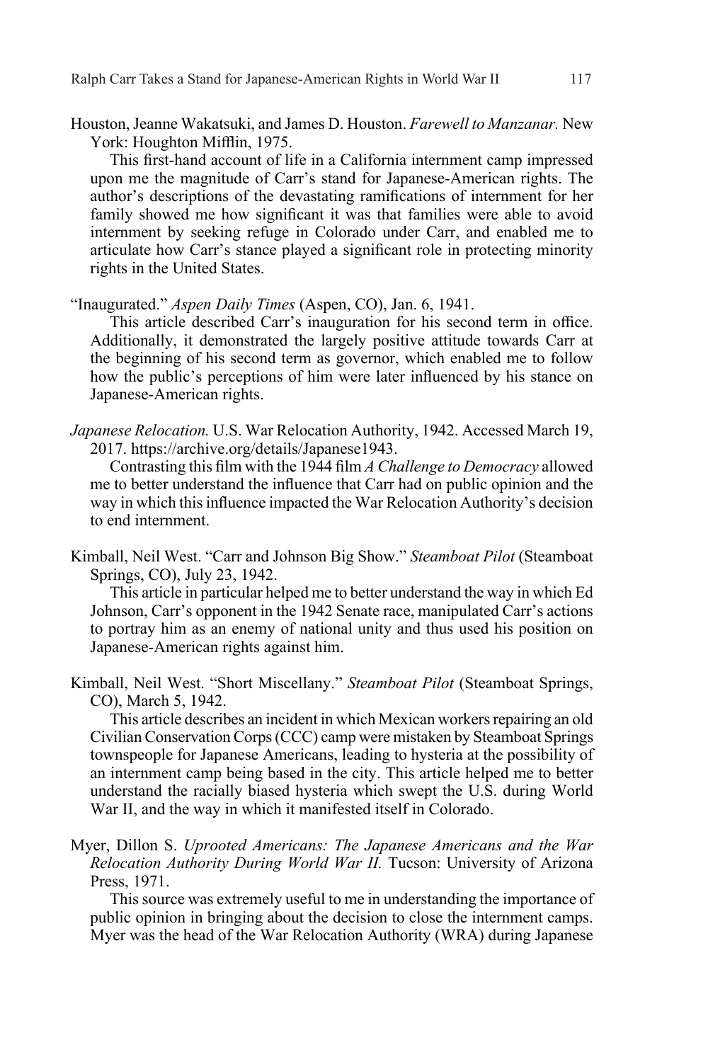Houston, Jeanne Wakatsuki, and James D. Houston. *Farewell to Manzanar.* New York: Houghton Mifflin, 1975.

This first-hand account of life in a California internment camp impressed upon me the magnitude of Carr's stand for Japanese-American rights. The author's descriptions of the devastating ramifications of internment for her family showed me how significant it was that families were able to avoid internment by seeking refuge in Colorado under Carr, and enabled me to articulate how Carr's stance played a significant role in protecting minority rights in the United States.

"Inaugurated." *Aspen Daily Times* (Aspen, CO), Jan. 6, 1941.

This article described Carr's inauguration for his second term in office. Additionally, it demonstrated the largely positive attitude towards Carr at the beginning of his second term as governor, which enabled me to follow how the public's perceptions of him were later influenced by his stance on Japanese-American rights.

*Japanese Relocation.* U.S. War Relocation Authority, 1942. Accessed March 19, 2017. https://archive.org/details/Japanese1943.

Contrasting this film with the 1944 film *A Challenge to Democracy* allowed me to better understand the influence that Carr had on public opinion and the way in which this influence impacted the War Relocation Authority's decision to end internment.

Kimball, Neil West. "Carr and Johnson Big Show." *Steamboat Pilot* (Steamboat Springs, CO), July 23, 1942.

This article in particular helped me to better understand the way in which Ed Johnson, Carr's opponent in the 1942 Senate race, manipulated Carr's actions to portray him as an enemy of national unity and thus used his position on Japanese-American rights against him.

Kimball, Neil West. "Short Miscellany." *Steamboat Pilot* (Steamboat Springs, CO), March 5, 1942.

This article describes an incident in which Mexican workers repairing an old Civilian Conservation Corps (CCC) camp were mistaken by Steamboat Springs townspeople for Japanese Americans, leading to hysteria at the possibility of an internment camp being based in the city. This article helped me to better understand the racially biased hysteria which swept the U.S. during World War II, and the way in which it manifested itself in Colorado.

Myer, Dillon S. *Uprooted Americans: The Japanese Americans and the War Relocation Authority During World War II.* Tucson: University of Arizona Press, 1971.

This source was extremely useful to me in understanding the importance of public opinion in bringing about the decision to close the internment camps. Myer was the head of the War Relocation Authority (WRA) during Japanese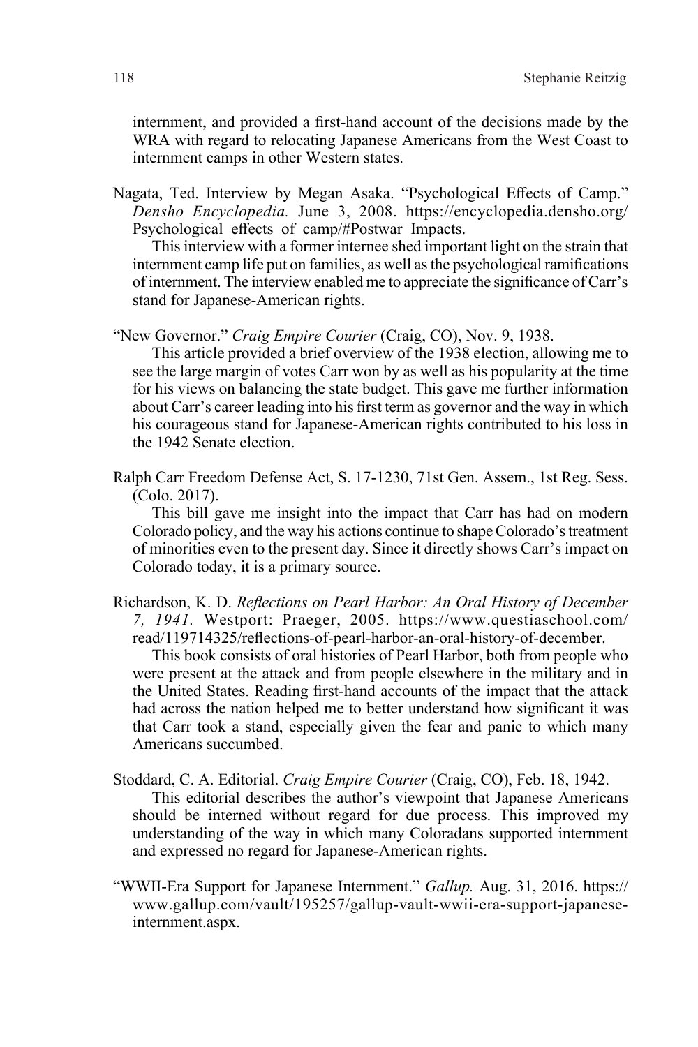internment, and provided a first-hand account of the decisions made by the WRA with regard to relocating Japanese Americans from the West Coast to internment camps in other Western states.

Nagata, Ted. Interview by Megan Asaka. "Psychological Effects of Camp." *Densho Encyclopedia.* June 3, 2008. https://encyclopedia.densho.org/Psychological_effects_of_camp/#Postwar_Impacts.

This interview with a former internee shed important light on the strain that internment camp life put on families, as well as the psychological ramifications of internment. The interview enabled me to appreciate the significance of Carr's stand for Japanese-American rights.

"New Governor." *Craig Empire Courier* (Craig, CO), Nov. 9, 1938.

This article provided a brief overview of the 1938 election, allowing me to see the large margin of votes Carr won by as well as his popularity at the time for his views on balancing the state budget. This gave me further information about Carr's career leading into his first term as governor and the way in which his courageous stand for Japanese-American rights contributed to his loss in the 1942 Senate election.

Ralph Carr Freedom Defense Act, S. 17-1230, 71st Gen. Assem., 1st Reg. Sess. (Colo. 2017).

This bill gave me insight into the impact that Carr has had on modern Colorado policy, and the way his actions continue to shape Colorado's treatment of minorities even to the present day. Since it directly shows Carr's impact on Colorado today, it is a primary source.

Richardson, K. D. *Reflections on Pearl Harbor: An Oral History of December 7, 1941.* Westport: Praeger, 2005. https://www.questiaschool.com/read/119714325/reflections-of-pearl-harbor-an-oral-history-of-december.

This book consists of oral histories of Pearl Harbor, both from people who were present at the attack and from people elsewhere in the military and in the United States. Reading first-hand accounts of the impact that the attack had across the nation helped me to better understand how significant it was that Carr took a stand, especially given the fear and panic to which many Americans succumbed.

Stoddard, C. A. Editorial. *Craig Empire Courier* (Craig, CO), Feb. 18, 1942.

This editorial describes the author's viewpoint that Japanese Americans should be interned without regard for due process. This improved my understanding of the way in which many Coloradans supported internment and expressed no regard for Japanese-American rights.

"WWII-Era Support for Japanese Internment." *Gallup.* Aug. 31, 2016. https://www.gallup.com/vault/195257/gallup-vault-wwii-era-support-japanese-internment.aspx.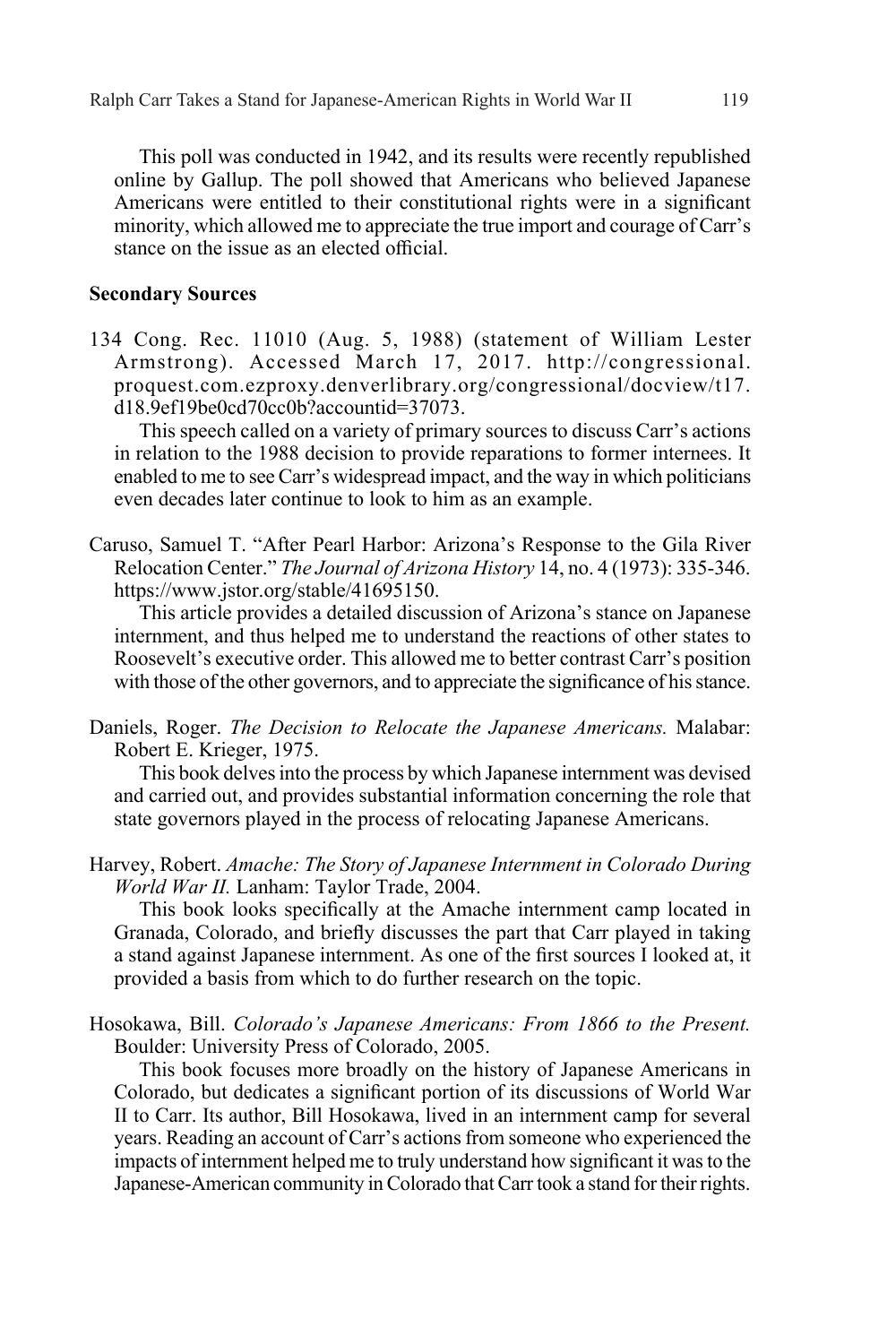This poll was conducted in 1942, and its results were recently republished online by Gallup. The poll showed that Americans who believed Japanese Americans were entitled to their constitutional rights were in a significant minority, which allowed me to appreciate the true import and courage of Carr's stance on the issue as an elected official.

**Secondary Sources**

134 Cong. Rec. 11010 (Aug. 5, 1988) (statement of William Lester Armstrong). Accessed March 17, 2017. http://congressional.proquest.com.ezproxy.denverlibrary.org/congressional/docview/t17.d18.9ef19be0cd70cc0b?accountid=37073.

This speech called on a variety of primary sources to discuss Carr's actions in relation to the 1988 decision to provide reparations to former internees. It enabled to me to see Carr's widespread impact, and the way in which politicians even decades later continue to look to him as an example.

Caruso, Samuel T. "After Pearl Harbor: Arizona's Response to the Gila River Relocation Center." *The Journal of Arizona History* 14, no. 4 (1973): 335-346. https://www.jstor.org/stable/41695150.

This article provides a detailed discussion of Arizona's stance on Japanese internment, and thus helped me to understand the reactions of other states to Roosevelt's executive order. This allowed me to better contrast Carr's position with those of the other governors, and to appreciate the significance of his stance.

Daniels, Roger. *The Decision to Relocate the Japanese Americans.* Malabar: Robert E. Krieger, 1975.

This book delves into the process by which Japanese internment was devised and carried out, and provides substantial information concerning the role that state governors played in the process of relocating Japanese Americans.

Harvey, Robert. *Amache: The Story of Japanese Internment in Colorado During World War II.* Lanham: Taylor Trade, 2004.

This book looks specifically at the Amache internment camp located in Granada, Colorado, and briefly discusses the part that Carr played in taking a stand against Japanese internment. As one of the first sources I looked at, it provided a basis from which to do further research on the topic.

Hosokawa, Bill. *Colorado's Japanese Americans: From 1866 to the Present.* Boulder: University Press of Colorado, 2005.

This book focuses more broadly on the history of Japanese Americans in Colorado, but dedicates a significant portion of its discussions of World War II to Carr. Its author, Bill Hosokawa, lived in an internment camp for several years. Reading an account of Carr's actions from someone who experienced the impacts of internment helped me to truly understand how significant it was to the Japanese-American community in Colorado that Carr took a stand for their rights.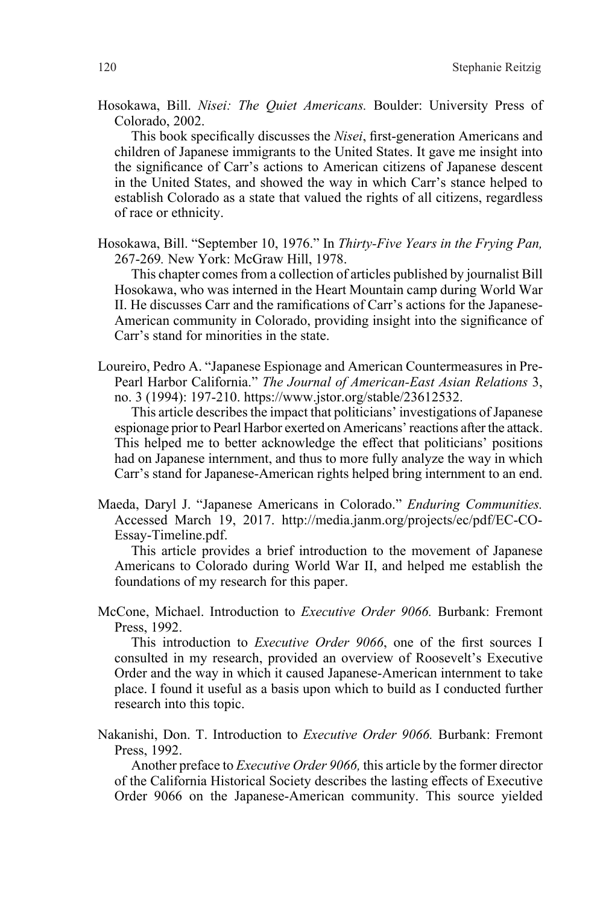Hosokawa, Bill. *Nisei: The Quiet Americans.* Boulder: University Press of Colorado, 2002.

This book specifically discusses the *Nisei*, first-generation Americans and children of Japanese immigrants to the United States. It gave me insight into the significance of Carr's actions to American citizens of Japanese descent in the United States, and showed the way in which Carr's stance helped to establish Colorado as a state that valued the rights of all citizens, regardless of race or ethnicity.

Hosokawa, Bill. "September 10, 1976." In *Thirty-Five Years in the Frying Pan,* 267-269. New York: McGraw Hill, 1978.

This chapter comes from a collection of articles published by journalist Bill Hosokawa, who was interned in the Heart Mountain camp during World War II. He discusses Carr and the ramifications of Carr's actions for the Japanese-American community in Colorado, providing insight into the significance of Carr's stand for minorities in the state.

Loureiro, Pedro A. "Japanese Espionage and American Countermeasures in Pre-Pearl Harbor California." *The Journal of American-East Asian Relations* 3, no. 3 (1994): 197-210. https://www.jstor.org/stable/23612532.

This article describes the impact that politicians' investigations of Japanese espionage prior to Pearl Harbor exerted on Americans' reactions after the attack. This helped me to better acknowledge the effect that politicians' positions had on Japanese internment, and thus to more fully analyze the way in which Carr's stand for Japanese-American rights helped bring internment to an end.

Maeda, Daryl J. "Japanese Americans in Colorado." *Enduring Communities.* Accessed March 19, 2017. http://media.janm.org/projects/ec/pdf/EC-CO-Essay-Timeline.pdf.

This article provides a brief introduction to the movement of Japanese Americans to Colorado during World War II, and helped me establish the foundations of my research for this paper.

McCone, Michael. Introduction to *Executive Order 9066.* Burbank: Fremont Press, 1992.

This introduction to *Executive Order 9066*, one of the first sources I consulted in my research, provided an overview of Roosevelt's Executive Order and the way in which it caused Japanese-American internment to take place. I found it useful as a basis upon which to build as I conducted further research into this topic.

Nakanishi, Don. T. Introduction to *Executive Order 9066.* Burbank: Fremont Press, 1992.

Another preface to *Executive Order 9066,* this article by the former director of the California Historical Society describes the lasting effects of Executive Order 9066 on the Japanese-American community. This source yielded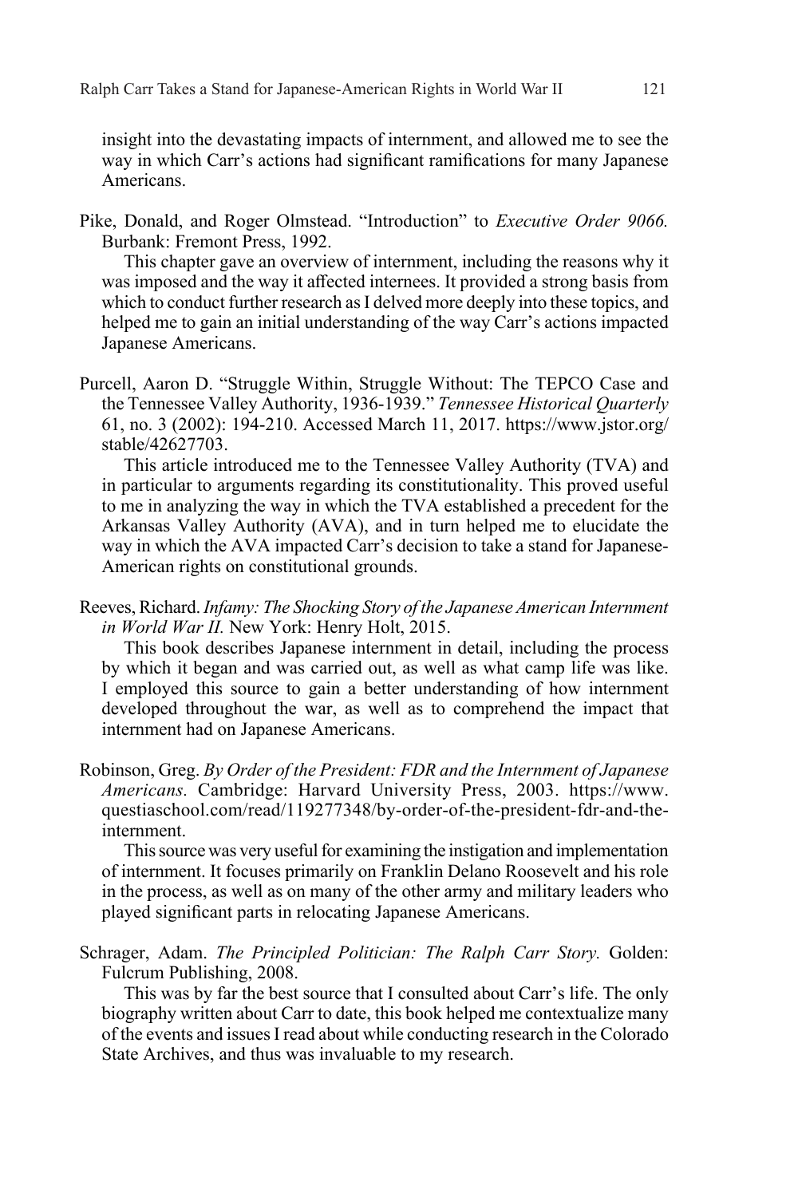insight into the devastating impacts of internment, and allowed me to see the way in which Carr's actions had significant ramifications for many Japanese Americans.

Pike, Donald, and Roger Olmstead. "Introduction" to *Executive Order 9066.* Burbank: Fremont Press, 1992.

This chapter gave an overview of internment, including the reasons why it was imposed and the way it affected internees. It provided a strong basis from which to conduct further research as I delved more deeply into these topics, and helped me to gain an initial understanding of the way Carr's actions impacted Japanese Americans.

Purcell, Aaron D. "Struggle Within, Struggle Without: The TEPCO Case and the Tennessee Valley Authority, 1936-1939." *Tennessee Historical Quarterly* 61, no. 3 (2002): 194-210. Accessed March 11, 2017. https://www.jstor.org/stable/42627703.

This article introduced me to the Tennessee Valley Authority (TVA) and in particular to arguments regarding its constitutionality. This proved useful to me in analyzing the way in which the TVA established a precedent for the Arkansas Valley Authority (AVA), and in turn helped me to elucidate the way in which the AVA impacted Carr's decision to take a stand for Japanese-American rights on constitutional grounds.

Reeves, Richard. *Infamy: The Shocking Story of the Japanese American Internment in World War II.* New York: Henry Holt, 2015.

This book describes Japanese internment in detail, including the process by which it began and was carried out, as well as what camp life was like. I employed this source to gain a better understanding of how internment developed throughout the war, as well as to comprehend the impact that internment had on Japanese Americans.

Robinson, Greg. *By Order of the President: FDR and the Internment of Japanese Americans.* Cambridge: Harvard University Press, 2003. https://www.questiaschool.com/read/119277348/by-order-of-the-president-fdr-and-the-internment.

This source was very useful for examining the instigation and implementation of internment. It focuses primarily on Franklin Delano Roosevelt and his role in the process, as well as on many of the other army and military leaders who played significant parts in relocating Japanese Americans.

Schrager, Adam. *The Principled Politician: The Ralph Carr Story.* Golden: Fulcrum Publishing, 2008.

This was by far the best source that I consulted about Carr's life. The only biography written about Carr to date, this book helped me contextualize many of the events and issues I read about while conducting research in the Colorado State Archives, and thus was invaluable to my research.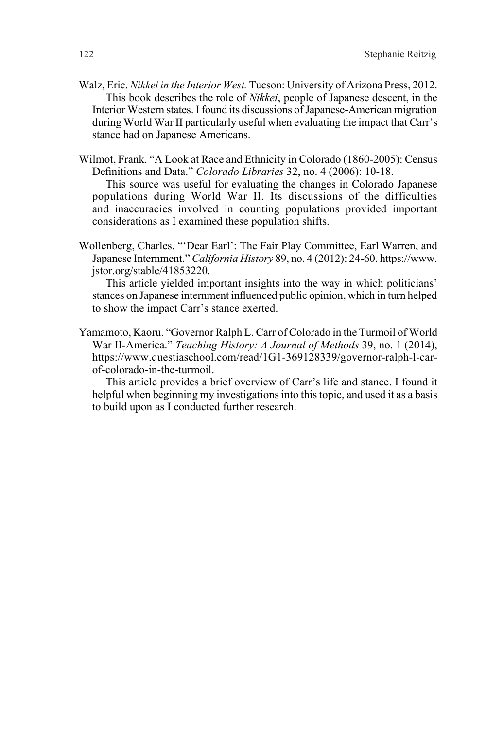Walz, Eric. *Nikkei in the Interior West.* Tucson: University of Arizona Press, 2012.

This book describes the role of *Nikkei*, people of Japanese descent, in the Interior Western states. I found its discussions of Japanese-American migration during World War II particularly useful when evaluating the impact that Carr's stance had on Japanese Americans.

Wilmot, Frank. "A Look at Race and Ethnicity in Colorado (1860-2005): Census Definitions and Data." *Colorado Libraries* 32, no. 4 (2006): 10-18.

This source was useful for evaluating the changes in Colorado Japanese populations during World War II. Its discussions of the difficulties and inaccuracies involved in counting populations provided important considerations as I examined these population shifts.

Wollenberg, Charles. "'Dear Earl': The Fair Play Committee, Earl Warren, and Japanese Internment." *California History* 89, no. 4 (2012): 24-60. https://www.jstor.org/stable/41853220.

This article yielded important insights into the way in which politicians' stances on Japanese internment influenced public opinion, which in turn helped to show the impact Carr's stance exerted.

Yamamoto, Kaoru. "Governor Ralph L. Carr of Colorado in the Turmoil of World War II-America." *Teaching History: A Journal of Methods* 39, no. 1 (2014), https://www.questiaschool.com/read/1G1-369128339/governor-ralph-l-car-of-colorado-in-the-turmoil.

This article provides a brief overview of Carr's life and stance. I found it helpful when beginning my investigations into this topic, and used it as a basis to build upon as I conducted further research.